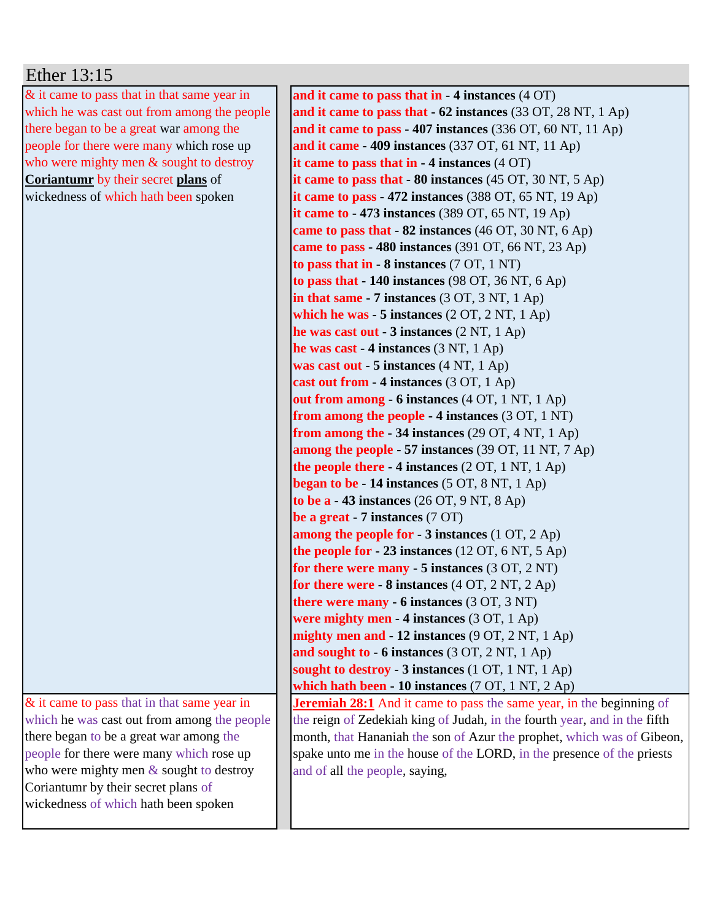## Ether 13:15

| & it came to pass that in that same year in which he was cast out from among the people there began to be a great war among the people for there were many which rose up who were mighty men & sought to destroy **Coriantumr** by their secret **plans** of wickedness of which hath been spoken | **and it came to pass that in - 4 instances** (4 OT)<br>**and it came to pass that - 62 instances** (33 OT, 28 NT, 1 Ap)<br>**and it came to pass - 407 instances** (336 OT, 60 NT, 11 Ap)<br>**and it came - 409 instances** (337 OT, 61 NT, 11 Ap)<br>**it came to pass that in - 4 instances** (4 OT)<br>**it came to pass that - 80 instances** (45 OT, 30 NT, 5 Ap)<br>**it came to pass - 472 instances** (388 OT, 65 NT, 19 Ap)<br>**it came to - 473 instances** (389 OT, 65 NT, 19 Ap)<br>**came to pass that - 82 instances** (46 OT, 30 NT, 6 Ap)<br>**came to pass - 480 instances** (391 OT, 66 NT, 23 Ap)<br>**to pass that in - 8 instances** (7 OT, 1 NT)<br>**to pass that - 140 instances** (98 OT, 36 NT, 6 Ap)<br>**in that same - 7 instances** (3 OT, 3 NT, 1 Ap)<br>**which he was - 5 instances** (2 OT, 2 NT, 1 Ap)<br>**he was cast out - 3 instances** (2 NT, 1 Ap)<br>**he was cast - 4 instances** (3 NT, 1 Ap)<br>**was cast out - 5 instances** (4 NT, 1 Ap)<br>**cast out from - 4 instances** (3 OT, 1 Ap)<br>**out from among - 6 instances** (4 OT, 1 NT, 1 Ap)<br>**from among the people - 4 instances** (3 OT, 1 NT)<br>**from among the - 34 instances** (29 OT, 4 NT, 1 Ap)<br>**among the people - 57 instances** (39 OT, 11 NT, 7 Ap)<br>**the people there - 4 instances** (2 OT, 1 NT, 1 Ap)<br>**began to be - 14 instances** (5 OT, 8 NT, 1 Ap)<br>**to be a - 43 instances** (26 OT, 9 NT, 8 Ap)<br>**be a great - 7 instances** (7 OT)<br>**among the people for - 3 instances** (1 OT, 2 Ap)<br>**the people for - 23 instances** (12 OT, 6 NT, 5 Ap)<br>**for there were many - 5 instances** (3 OT, 2 NT)<br>**for there were - 8 instances** (4 OT, 2 NT, 2 Ap)<br>**there were many - 6 instances** (3 OT, 3 NT)<br>**were mighty men - 4 instances** (3 OT, 1 Ap)<br>**mighty men and - 12 instances** (9 OT, 2 NT, 1 Ap)<br>**and sought to - 6 instances** (3 OT, 2 NT, 1 Ap)<br>**sought to destroy - 3 instances** (1 OT, 1 NT, 1 Ap)<br>**which hath been - 10 instances** (7 OT, 1 NT, 2 Ap) |
|---|---|
| & it came to pass that in that same year in which he was cast out from among the people there began to be a great war among the people for there were many which rose up who were mighty men & sought to destroy Coriantumr by their secret plans of wickedness of which hath been spoken | **Jeremiah 28:1** And it came to pass the same year, in the beginning of the reign of Zedekiah king of Judah, in the fourth year, and in the fifth month, that Hananiah the son of Azur the prophet, which was of Gibeon, spake unto me in the house of the LORD, in the presence of the priests and of all the people, saying, |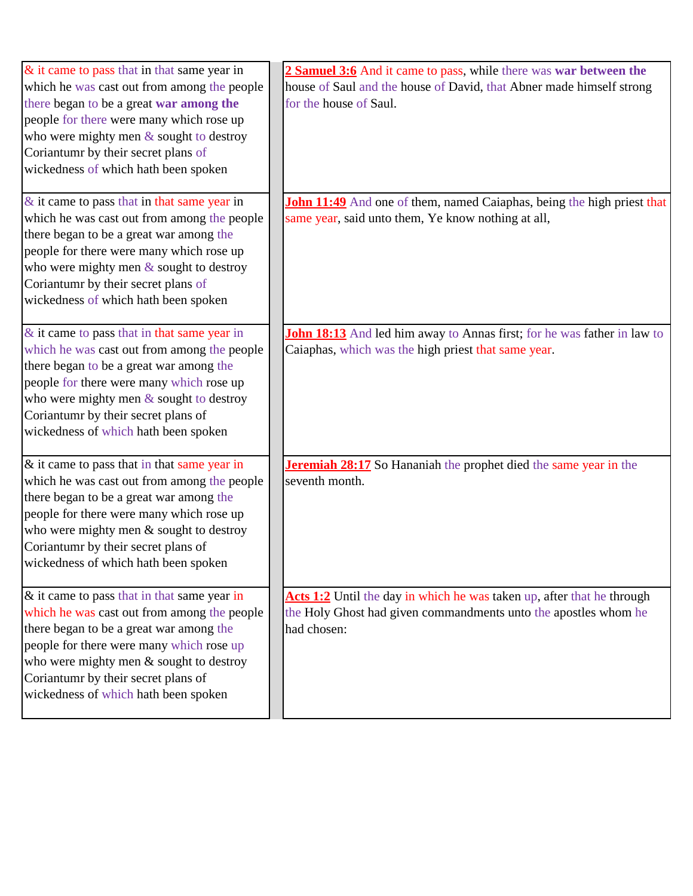| | |
|---|---|
| & it came to pass that in that same year in which he was cast out from among the people there began to be a great **war among the** people for there were many which rose up who were mighty men & sought to destroy Coriantumr by their secret plans of wickedness of which hath been spoken | **2 Samuel 3:6** And it came to pass, while there was **war between the** house of Saul and the house of David, that Abner made himself strong for the house of Saul. |
| & it came to pass that in that same year in which he was cast out from among the people there began to be a great war among the people for there were many which rose up who were mighty men & sought to destroy Coriantumr by their secret plans of wickedness of which hath been spoken | **John 11:49** And one of them, named Caiaphas, being the high priest that same year, said unto them, Ye know nothing at all, |
| & it came to pass that in that same year in which he was cast out from among the people there began to be a great war among the people for there were many which rose up who were mighty men & sought to destroy Coriantumr by their secret plans of wickedness of which hath been spoken | **John 18:13** And led him away to Annas first; for he was father in law to Caiaphas, which was the high priest that same year. |
| & it came to pass that in that same year in which he was cast out from among the people there began to be a great war among the people for there were many which rose up who were mighty men & sought to destroy Coriantumr by their secret plans of wickedness of which hath been spoken | **Jeremiah 28:17** So Hananiah the prophet died the same year in the seventh month. |
| & it came to pass that in that same year in which he was cast out from among the people there began to be a great war among the people for there were many which rose up who were mighty men & sought to destroy Coriantumr by their secret plans of wickedness of which hath been spoken | **Acts 1:2** Until the day in which he was taken up, after that he through the Holy Ghost had given commandments unto the apostles whom he had chosen: |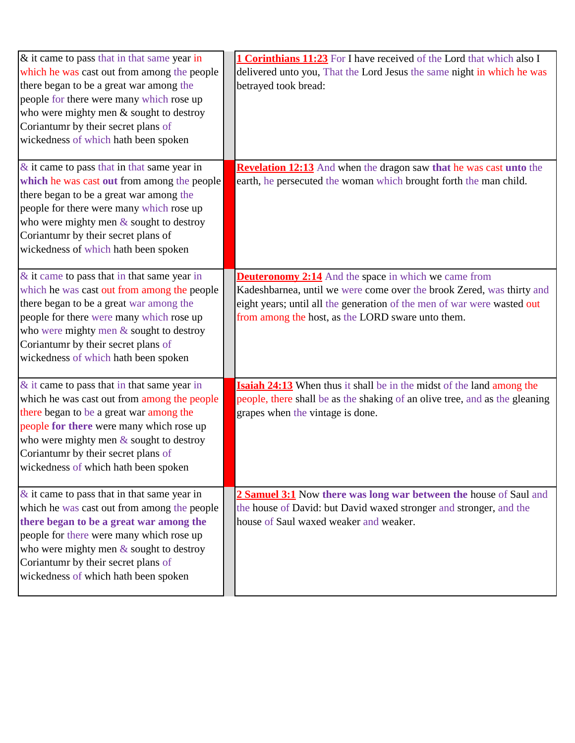| | | |
|---|---|---|
| & it came to pass that in that same year in which he was cast out from among the people there began to be a great war among the people for there were many which rose up who were mighty men & sought to destroy Coriantumr by their secret plans of wickedness of which hath been spoken | | **1 Corinthians 11:23** For I have received of the Lord that which also I delivered unto you, That the Lord Jesus the same night in which he was betrayed took bread: |
| & it came to pass that in that same year in **which** he was cast **out** from among the people there began to be a great war among the people for there were many which rose up who were mighty men & sought to destroy Coriantumr by their secret plans of wickedness of which hath been spoken | | **Revelation 12:13** And when the dragon saw **that** he was cast **unto** the earth, he persecuted the woman which brought forth the man child. |
| & it came to pass that in that same year in which he was cast out from among the people there began to be a great war among the people for there were many which rose up who were mighty men & sought to destroy Coriantumr by their secret plans of wickedness of which hath been spoken | | **Deuteronomy 2:14** And the space in which we came from Kadeshbarnea, until we were come over the brook Zered, was thirty and eight years; until all the generation of the men of war were wasted out from among the host, as the LORD sware unto them. |
| & it came to pass that in that same year in which he was cast out from among the people there began to be a great war among the people **for there** were many which rose up who were mighty men & sought to destroy Coriantumr by their secret plans of wickedness of which hath been spoken | | **Isaiah 24:13** When thus it shall be in the midst of the land among the people, there shall be as the shaking of an olive tree, and as the gleaning grapes when the vintage is done. |
| & it came to pass that in that same year in which he was cast out from among the people **there began to be a great war among the** people for there were many which rose up who were mighty men & sought to destroy Coriantumr by their secret plans of wickedness of which hath been spoken | | **2 Samuel 3:1** Now **there was long war between the** house of Saul and the house of David: but David waxed stronger and stronger, and the house of Saul waxed weaker and weaker. |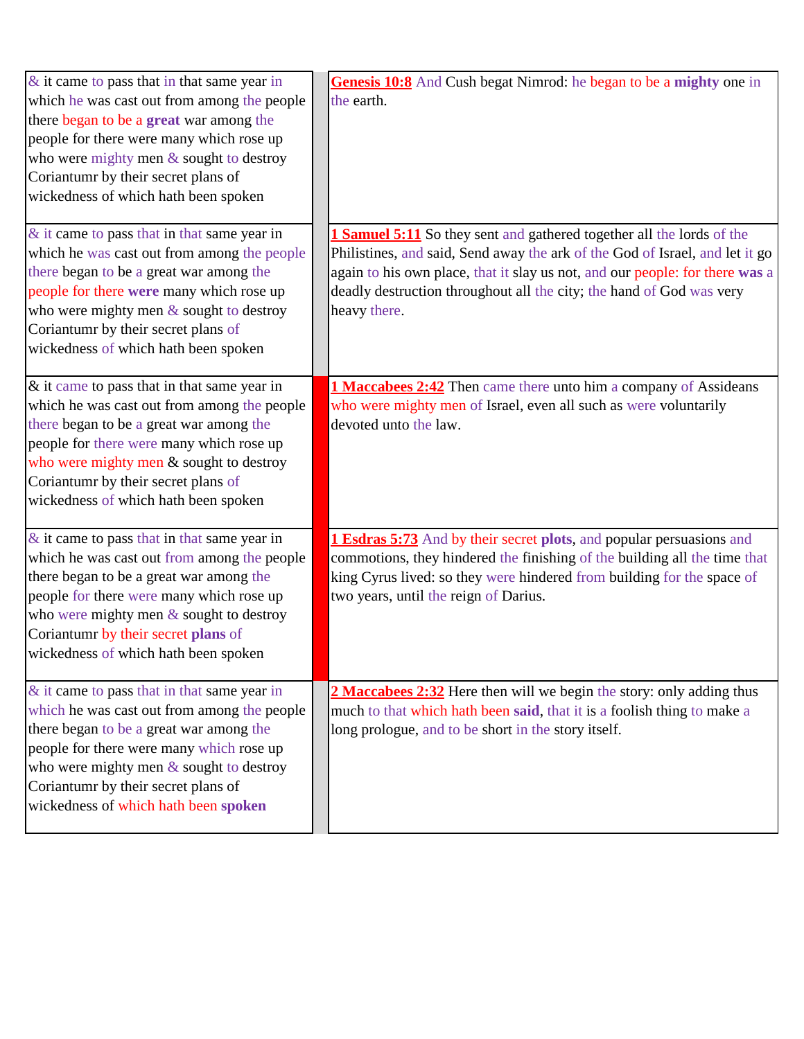| | |
|---|---|
| & it came to pass that in that same year in which he was cast out from among the people there began to be a **great** war among the people for there were many which rose up who were mighty men & sought to destroy Coriantumr by their secret plans of wickedness of which hath been spoken | **Genesis 10:8** And Cush begat Nimrod: he began to be a **mighty** one in the earth. |
| & it came to pass that in that same year in which he was cast out from among the people there began to be a great war among the people for there **were** many which rose up who were mighty men & sought to destroy Coriantumr by their secret plans of wickedness of which hath been spoken | **1 Samuel 5:11** So they sent and gathered together all the lords of the Philistines, and said, Send away the ark of the God of Israel, and let it go again to his own place, that it slay us not, and our people: for there **was** a deadly destruction throughout all the city; the hand of God was very heavy there. |
| & it came to pass that in that same year in which he was cast out from among the people there began to be a great war among the people for there were many which rose up who were mighty men & sought to destroy Coriantumr by their secret plans of wickedness of which hath been spoken | **1 Maccabees 2:42** Then came there unto him a company of Assideans who were mighty men of Israel, even all such as were voluntarily devoted unto the law. |
| & it came to pass that in that same year in which he was cast out from among the people there began to be a great war among the people for there were many which rose up who were mighty men & sought to destroy Coriantumr by their secret **plans** of wickedness of which hath been spoken | **1 Esdras 5:73** And by their secret **plots**, and popular persuasions and commotions, they hindered the finishing of the building all the time that king Cyrus lived: so they were hindered from building for the space of two years, until the reign of Darius. |
| & it came to pass that in that same year in which he was cast out from among the people there began to be a great war among the people for there were many which rose up who were mighty men & sought to destroy Coriantumr by their secret plans of wickedness of which hath been **spoken** | **2 Maccabees 2:32** Here then will we begin the story: only adding thus much to that which hath been **said**, that it is a foolish thing to make a long prologue, and to be short in the story itself. |